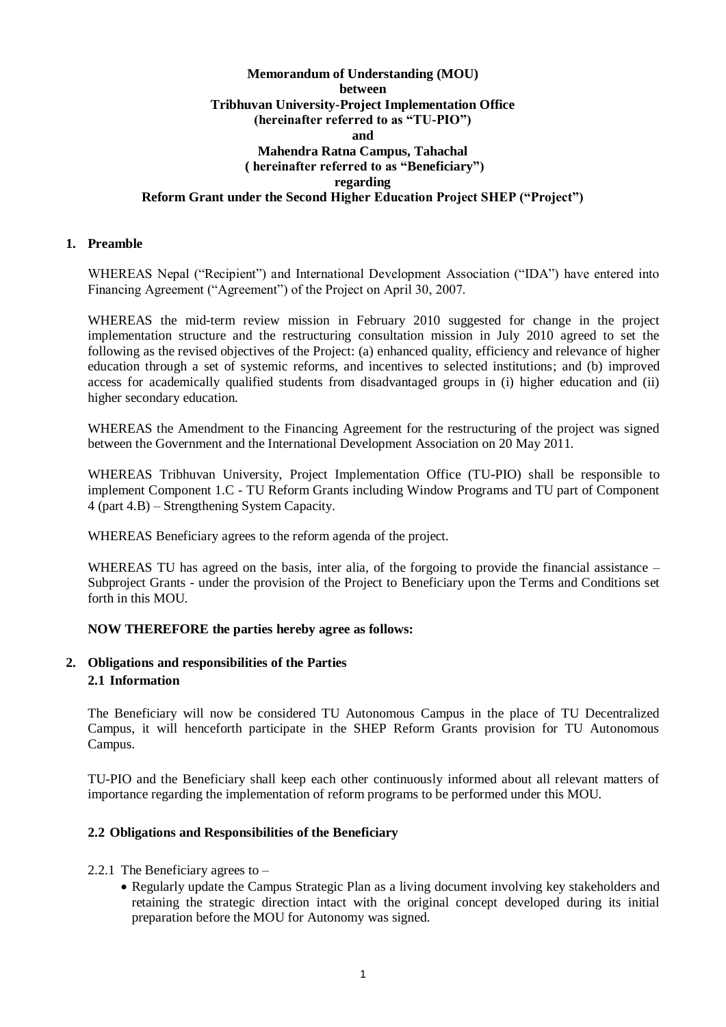**Memorandum of Understanding (MOU)**
**between**
**Tribhuvan University-Project Implementation Office**
**(hereinafter referred to as "TU-PIO")**
**and**
**Mahendra Ratna Campus, Tahachal**
**( hereinafter referred to as "Beneficiary")**
**regarding**
**Reform Grant under the Second Higher Education Project SHEP ("Project")**

## 1. Preamble

WHEREAS Nepal ("Recipient") and International Development Association ("IDA") have entered into Financing Agreement ("Agreement") of the Project on April 30, 2007.

WHEREAS the mid-term review mission in February 2010 suggested for change in the project implementation structure and the restructuring consultation mission in July 2010 agreed to set the following as the revised objectives of the Project: (a) enhanced quality, efficiency and relevance of higher education through a set of systemic reforms, and incentives to selected institutions; and (b) improved access for academically qualified students from disadvantaged groups in (i) higher education and (ii) higher secondary education.

WHEREAS the Amendment to the Financing Agreement for the restructuring of the project was signed between the Government and the International Development Association on 20 May 2011.

WHEREAS Tribhuvan University, Project Implementation Office (TU-PIO) shall be responsible to implement Component 1.C - TU Reform Grants including Window Programs and TU part of Component 4 (part 4.B) – Strengthening System Capacity.

WHEREAS Beneficiary agrees to the reform agenda of the project.

WHEREAS TU has agreed on the basis, inter alia, of the forgoing to provide the financial assistance – Subproject Grants - under the provision of the Project to Beneficiary upon the Terms and Conditions set forth in this MOU.

**NOW THEREFORE the parties hereby agree as follows:**

## 2. Obligations and responsibilities of the Parties

### 2.1 Information

The Beneficiary will now be considered TU Autonomous Campus in the place of TU Decentralized Campus, it will henceforth participate in the SHEP Reform Grants provision for TU Autonomous Campus.

TU-PIO and the Beneficiary shall keep each other continuously informed about all relevant matters of importance regarding the implementation of reform programs to be performed under this MOU.

### 2.2 Obligations and Responsibilities of the Beneficiary

2.2.1 The Beneficiary agrees to –

- Regularly update the Campus Strategic Plan as a living document involving key stakeholders and retaining the strategic direction intact with the original concept developed during its initial preparation before the MOU for Autonomy was signed.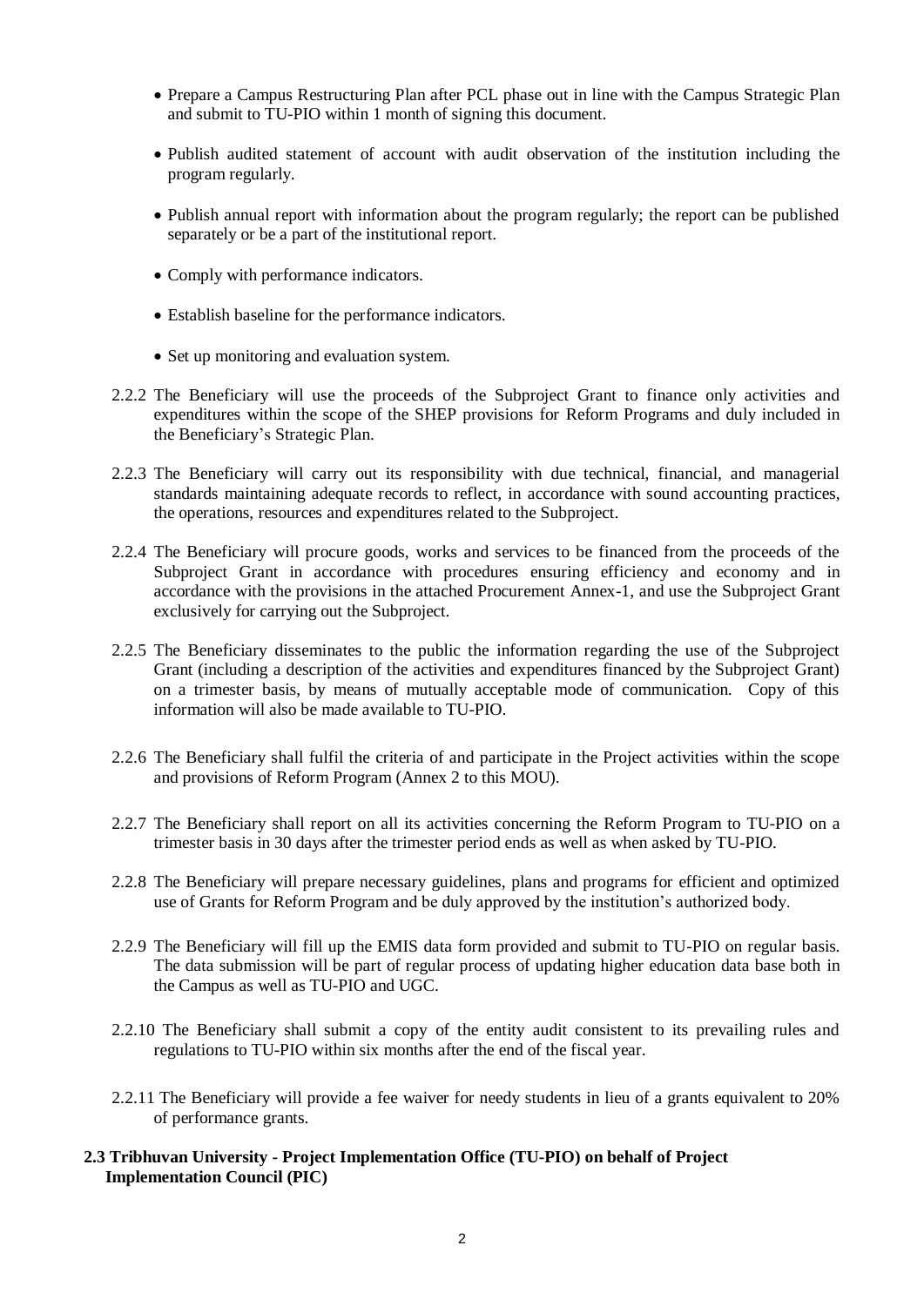- Prepare a Campus Restructuring Plan after PCL phase out in line with the Campus Strategic Plan and submit to TU-PIO within 1 month of signing this document.
- Publish audited statement of account with audit observation of the institution including the program regularly.
- Publish annual report with information about the program regularly; the report can be published separately or be a part of the institutional report.
- Comply with performance indicators.
- Establish baseline for the performance indicators.
- Set up monitoring and evaluation system.

2.2.2 The Beneficiary will use the proceeds of the Subproject Grant to finance only activities and expenditures within the scope of the SHEP provisions for Reform Programs and duly included in the Beneficiary's Strategic Plan.

2.2.3 The Beneficiary will carry out its responsibility with due technical, financial, and managerial standards maintaining adequate records to reflect, in accordance with sound accounting practices, the operations, resources and expenditures related to the Subproject.

2.2.4 The Beneficiary will procure goods, works and services to be financed from the proceeds of the Subproject Grant in accordance with procedures ensuring efficiency and economy and in accordance with the provisions in the attached Procurement Annex-1, and use the Subproject Grant exclusively for carrying out the Subproject.

2.2.5 The Beneficiary disseminates to the public the information regarding the use of the Subproject Grant (including a description of the activities and expenditures financed by the Subproject Grant) on a trimester basis, by means of mutually acceptable mode of communication. Copy of this information will also be made available to TU-PIO.

2.2.6 The Beneficiary shall fulfil the criteria of and participate in the Project activities within the scope and provisions of Reform Program (Annex 2 to this MOU).

2.2.7 The Beneficiary shall report on all its activities concerning the Reform Program to TU-PIO on a trimester basis in 30 days after the trimester period ends as well as when asked by TU-PIO.

2.2.8 The Beneficiary will prepare necessary guidelines, plans and programs for efficient and optimized use of Grants for Reform Program and be duly approved by the institution's authorized body.

2.2.9 The Beneficiary will fill up the EMIS data form provided and submit to TU-PIO on regular basis. The data submission will be part of regular process of updating higher education data base both in the Campus as well as TU-PIO and UGC.

2.2.10 The Beneficiary shall submit a copy of the entity audit consistent to its prevailing rules and regulations to TU-PIO within six months after the end of the fiscal year.

2.2.11 The Beneficiary will provide a fee waiver for needy students in lieu of a grants equivalent to 20% of performance grants.

**2.3 Tribhuvan University - Project Implementation Office (TU-PIO) on behalf of Project Implementation Council (PIC)**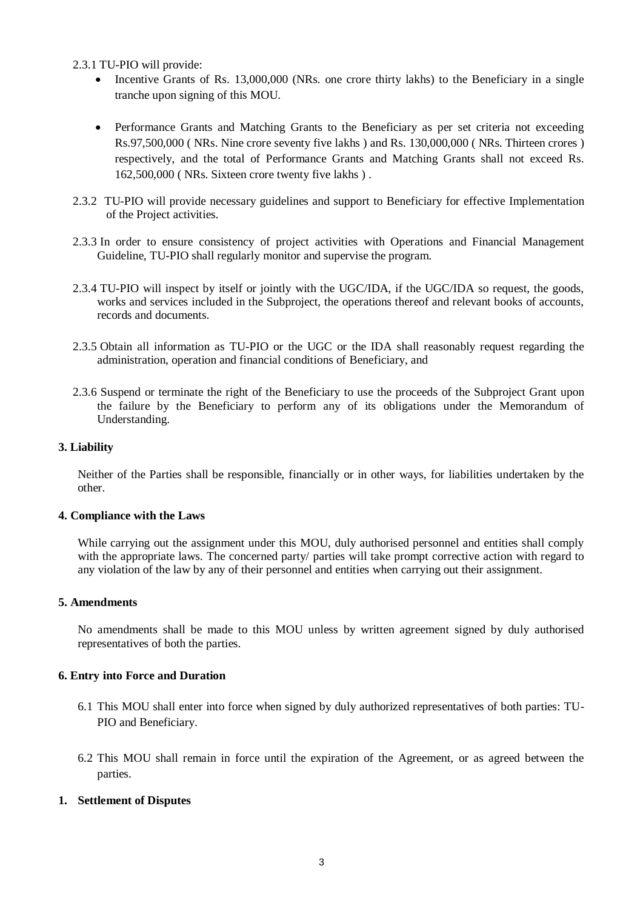2.3.1 TU-PIO will provide:

- Incentive Grants of Rs. 13,000,000 (NRs. one crore thirty lakhs) to the Beneficiary in a single tranche upon signing of this MOU.

- Performance Grants and Matching Grants to the Beneficiary as per set criteria not exceeding Rs.97,500,000 ( NRs. Nine crore seventy five lakhs ) and Rs. 130,000,000 ( NRs. Thirteen crores ) respectively, and the total of Performance Grants and Matching Grants shall not exceed Rs. 162,500,000 ( NRs. Sixteen crore twenty five lakhs ) .

2.3.2 TU-PIO will provide necessary guidelines and support to Beneficiary for effective Implementation of the Project activities.

2.3.3 In order to ensure consistency of project activities with Operations and Financial Management Guideline, TU-PIO shall regularly monitor and supervise the program.

2.3.4 TU-PIO will inspect by itself or jointly with the UGC/IDA, if the UGC/IDA so request, the goods, works and services included in the Subproject, the operations thereof and relevant books of accounts, records and documents.

2.3.5 Obtain all information as TU-PIO or the UGC or the IDA shall reasonably request regarding the administration, operation and financial conditions of Beneficiary, and

2.3.6 Suspend or terminate the right of the Beneficiary to use the proceeds of the Subproject Grant upon the failure by the Beneficiary to perform any of its obligations under the Memorandum of Understanding.

**3. Liability**

Neither of the Parties shall be responsible, financially or in other ways, for liabilities undertaken by the other.

**4. Compliance with the Laws**

While carrying out the assignment under this MOU, duly authorised personnel and entities shall comply with the appropriate laws. The concerned party/ parties will take prompt corrective action with regard to any violation of the law by any of their personnel and entities when carrying out their assignment.

**5. Amendments**

No amendments shall be made to this MOU unless by written agreement signed by duly authorised representatives of both the parties.

**6. Entry into Force and Duration**

6.1 This MOU shall enter into force when signed by duly authorized representatives of both parties: TU-PIO and Beneficiary.

6.2 This MOU shall remain in force until the expiration of the Agreement, or as agreed between the parties.

**1. Settlement of Disputes**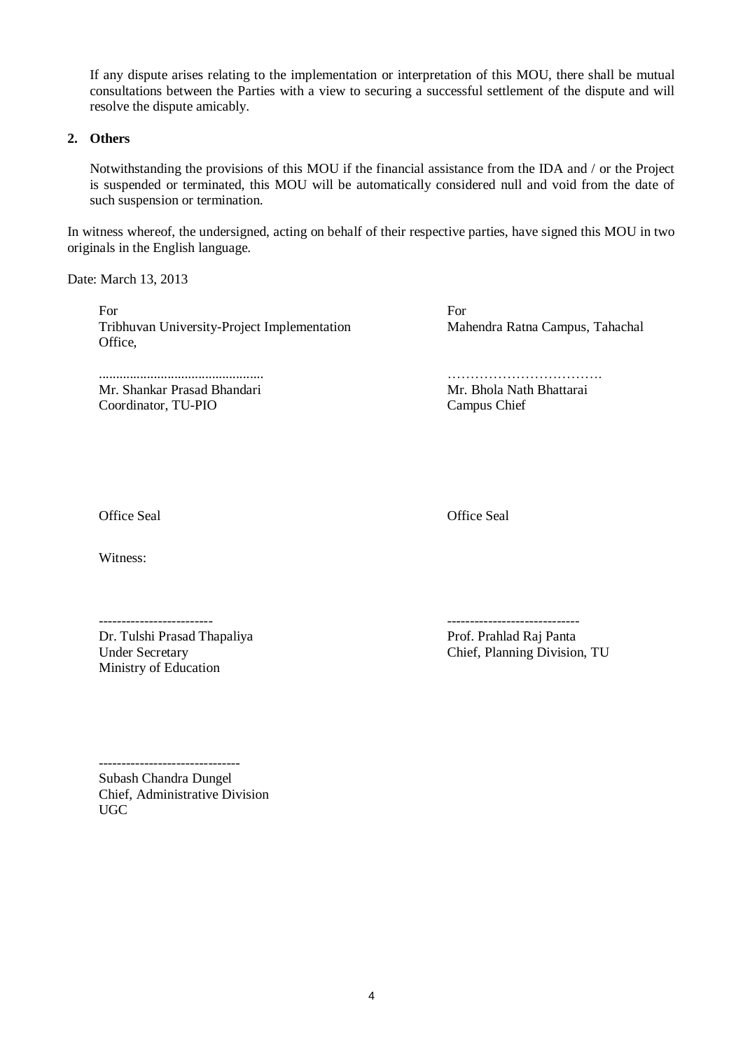If any dispute arises relating to the implementation or interpretation of this MOU, there shall be mutual consultations between the Parties with a view to securing a successful settlement of the dispute and will resolve the dispute amicably.

**2. Others**

Notwithstanding the provisions of this MOU if the financial assistance from the IDA and / or the Project is suspended or terminated, this MOU will be automatically considered null and void from the date of such suspension or termination.

In witness whereof, the undersigned, acting on behalf of their respective parties, have signed this MOU in two originals in the English language.

Date: March 13, 2013

For
Tribhuvan University-Project Implementation Office,

................................................
Mr. Shankar Prasad Bhandari
Coordinator, TU-PIO

For
Mahendra Ratna Campus, Tahachal

…………………………….
Mr. Bhola Nath Bhattarai
Campus Chief

Office Seal

Office Seal

Witness:

-------------------------
Dr. Tulshi Prasad Thapaliya
Under Secretary
Ministry of Education

-----------------------------
Prof. Prahlad Raj Panta
Chief, Planning Division, TU

-------------------------------
Subash Chandra Dungel
Chief, Administrative Division
UGC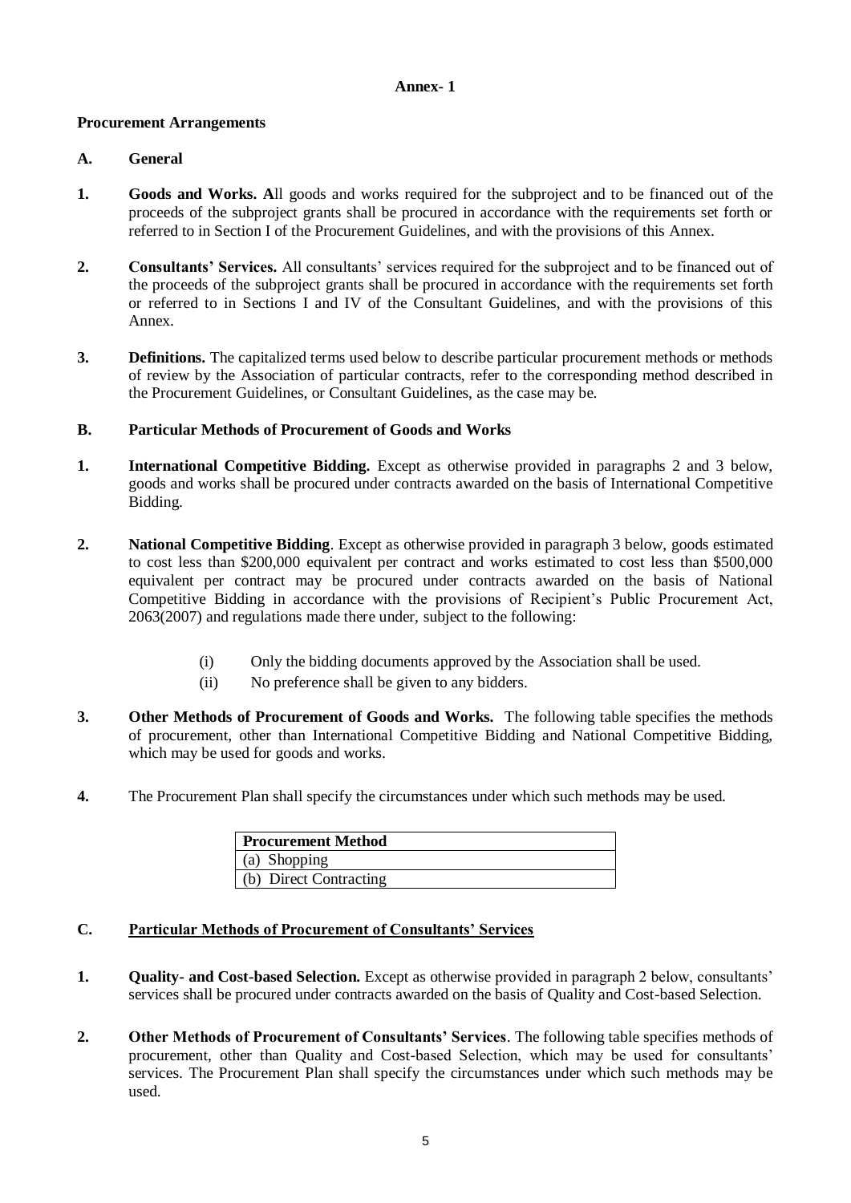## Annex- 1

### Procurement Arrangements

### A. General

**1. Goods and Works. A**ll goods and works required for the subproject and to be financed out of the proceeds of the subproject grants shall be procured in accordance with the requirements set forth or referred to in Section I of the Procurement Guidelines, and with the provisions of this Annex.

**2. Consultants' Services.** All consultants' services required for the subproject and to be financed out of the proceeds of the subproject grants shall be procured in accordance with the requirements set forth or referred to in Sections I and IV of the Consultant Guidelines, and with the provisions of this Annex.

**3. Definitions.** The capitalized terms used below to describe particular procurement methods or methods of review by the Association of particular contracts, refer to the corresponding method described in the Procurement Guidelines, or Consultant Guidelines, as the case may be.

### B. Particular Methods of Procurement of Goods and Works

**1. International Competitive Bidding.** Except as otherwise provided in paragraphs 2 and 3 below, goods and works shall be procured under contracts awarded on the basis of International Competitive Bidding.

**2. National Competitive Bidding**. Except as otherwise provided in paragraph 3 below, goods estimated to cost less than $200,000 equivalent per contract and works estimated to cost less than $500,000 equivalent per contract may be procured under contracts awarded on the basis of National Competitive Bidding in accordance with the provisions of Recipient's Public Procurement Act, 2063(2007) and regulations made there under, subject to the following:

(i) Only the bidding documents approved by the Association shall be used.

(ii) No preference shall be given to any bidders.

**3. Other Methods of Procurement of Goods and Works.** The following table specifies the methods of procurement, other than International Competitive Bidding and National Competitive Bidding, which may be used for goods and works.

**4.** The Procurement Plan shall specify the circumstances under which such methods may be used.

| **Procurement Method** |
|---|
| (a) Shopping |
| (b) Direct Contracting |

### C. <u>Particular Methods of Procurement of Consultants' Services</u>

**1. Quality- and Cost-based Selection.** Except as otherwise provided in paragraph 2 below, consultants' services shall be procured under contracts awarded on the basis of Quality and Cost-based Selection.

**2. Other Methods of Procurement of Consultants' Services**. The following table specifies methods of procurement, other than Quality and Cost-based Selection, which may be used for consultants' services. The Procurement Plan shall specify the circumstances under which such methods may be used.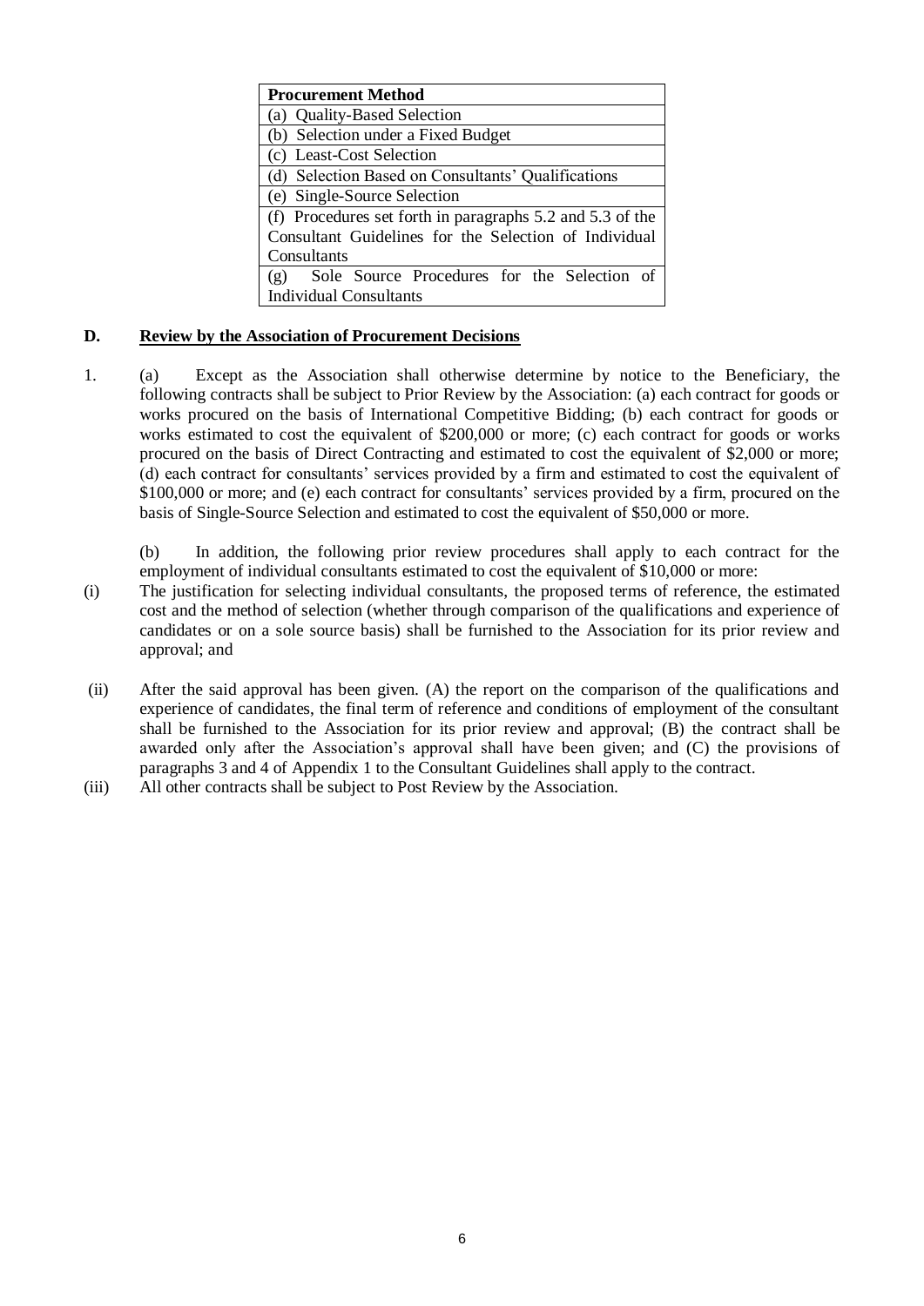| Procurement Method |
| --- |
| (a) Quality-Based Selection |
| (b) Selection under a Fixed Budget |
| (c) Least-Cost Selection |
| (d) Selection Based on Consultants' Qualifications |
| (e) Single-Source Selection |
| (f) Procedures set forth in paragraphs 5.2 and 5.3 of the Consultant Guidelines for the Selection of Individual Consultants |
| (g) Sole Source Procedures for the Selection of Individual Consultants |

## D. Review by the Association of Procurement Decisions

1. (a) Except as the Association shall otherwise determine by notice to the Beneficiary, the following contracts shall be subject to Prior Review by the Association: (a) each contract for goods or works procured on the basis of International Competitive Bidding; (b) each contract for goods or works estimated to cost the equivalent of $200,000 or more; (c) each contract for goods or works procured on the basis of Direct Contracting and estimated to cost the equivalent of $2,000 or more; (d) each contract for consultants' services provided by a firm and estimated to cost the equivalent of $100,000 or more; and (e) each contract for consultants' services provided by a firm, procured on the basis of Single-Source Selection and estimated to cost the equivalent of $50,000 or more.

   (b) In addition, the following prior review procedures shall apply to each contract for the employment of individual consultants estimated to cost the equivalent of $10,000 or more:

(i) The justification for selecting individual consultants, the proposed terms of reference, the estimated cost and the method of selection (whether through comparison of the qualifications and experience of candidates or on a sole source basis) shall be furnished to the Association for its prior review and approval; and

(ii) After the said approval has been given. (A) the report on the comparison of the qualifications and experience of candidates, the final term of reference and conditions of employment of the consultant shall be furnished to the Association for its prior review and approval; (B) the contract shall be awarded only after the Association's approval shall have been given; and (C) the provisions of paragraphs 3 and 4 of Appendix 1 to the Consultant Guidelines shall apply to the contract.

(iii) All other contracts shall be subject to Post Review by the Association.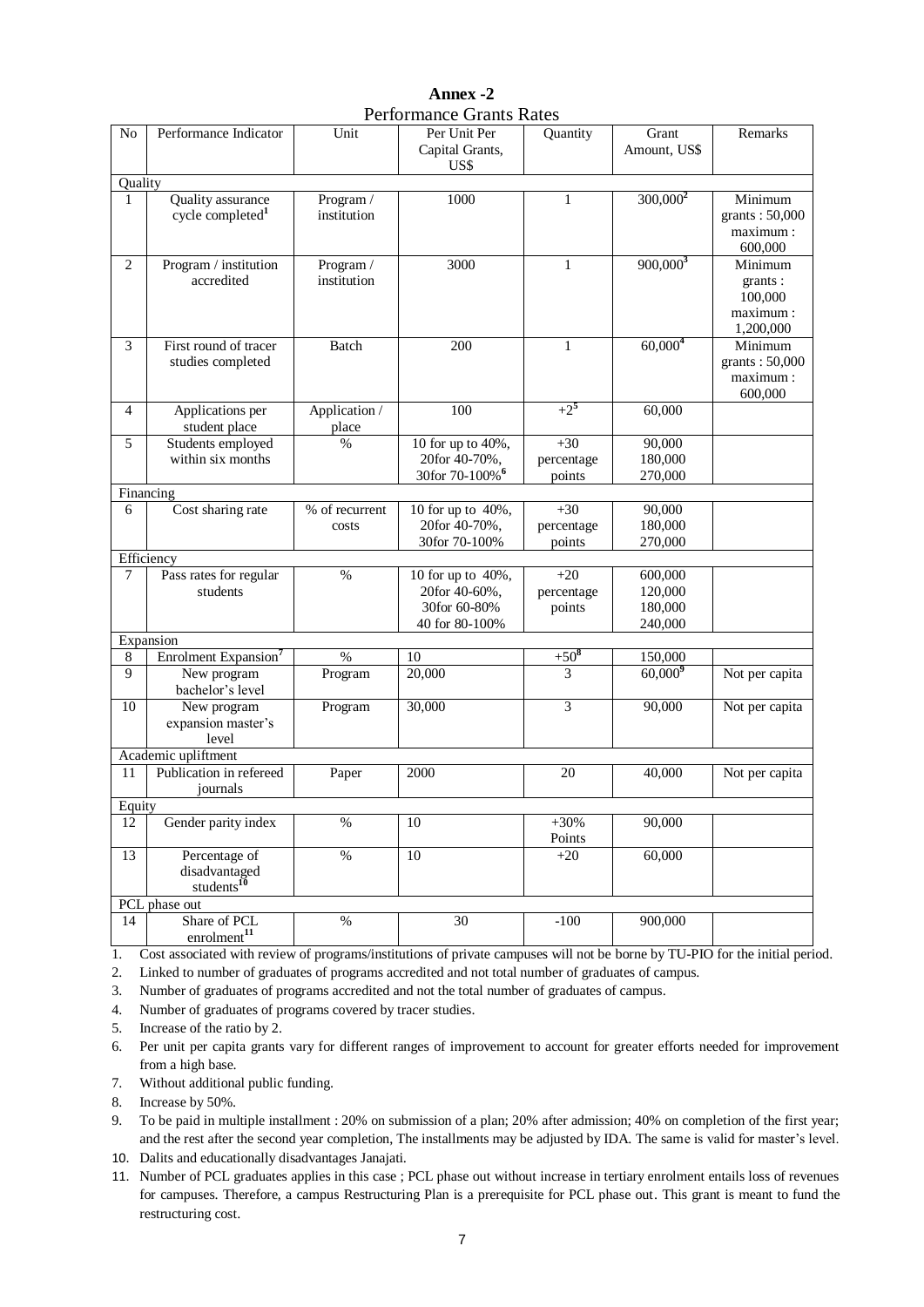**Annex -2**

Performance Grants Rates

| No | Performance Indicator | Unit | Per Unit Per Capital Grants, US$ | Quantity | Grant Amount, US$ | Remarks |
|---|---|---|---|---|---|---|
| Quality | | | | | | |
| 1 | Quality assurance cycle completed[1] | Program / institution | 1000 | 1 | 300,000[2] | Minimum grants : 50,000 maximum : 600,000 |
| 2 | Program / institution accredited | Program / institution | 3000 | 1 | 900,000[3] | Minimum grants : 100,000 maximum : 1,200,000 |
| 3 | First round of tracer studies completed | Batch | 200 | 1 | 60,000[4] | Minimum grants : 50,000 maximum : 600,000 |
| 4 | Applications per student place | Application / place | 100 | +2[5] | 60,000 | |
| 5 | Students employed within six months | % | 10 for up to 40%, 20for 40-70%, 30for 70-100%[6] | +30 percentage points | 90,000 180,000 270,000 | |
| Financing | | | | | | |
| 6 | Cost sharing rate | % of recurrent costs | 10 for up to 40%, 20for 40-70%, 30for 70-100% | +30 percentage points | 90,000 180,000 270,000 | |
| Efficiency | | | | | | |
| 7 | Pass rates for regular students | % | 10 for up to 40%, 20for 40-60%, 30for 60-80% 40 for 80-100% | +20 percentage points | 600,000 120,000 180,000 240,000 | |
| Expansion | | | | | | |
| 8 | Enrolment Expansion[7] | % | 10 | +50[8] | 150,000 | |
| 9 | New program bachelor's level | Program | 20,000 | 3 | 60,000[9] | Not per capita |
| 10 | New program expansion master's level | Program | 30,000 | 3 | 90,000 | Not per capita |
| Academic upliftment | | | | | | |
| 11 | Publication in refereed journals | Paper | 2000 | 20 | 40,000 | Not per capita |
| Equity | | | | | | |
| 12 | Gender parity index | % | 10 | +30% Points | 90,000 | |
| 13 | Percentage of disadvantaged students[10] | % | 10 | +20 | 60,000 | |
| PCL phase out | | | | | | |
| 14 | Share of PCL enrolment[11] | % | 30 | -100 | 900,000 | |

1. Cost associated with review of programs/institutions of private campuses will not be borne by TU-PIO for the initial period.
2. Linked to number of graduates of programs accredited and not total number of graduates of campus.
3. Number of graduates of programs accredited and not the total number of graduates of campus.
4. Number of graduates of programs covered by tracer studies.
5. Increase of the ratio by 2.
6. Per unit per capita grants vary for different ranges of improvement to account for greater efforts needed for improvement from a high base.
7. Without additional public funding.
8. Increase by 50%.
9. To be paid in multiple installment : 20% on submission of a plan; 20% after admission; 40% on completion of the first year; and the rest after the second year completion, The installments may be adjusted by IDA. The same is valid for master's level.
10. Dalits and educationally disadvantages Janajati.
11. Number of PCL graduates applies in this case ; PCL phase out without increase in tertiary enrolment entails loss of revenues for campuses. Therefore, a campus Restructuring Plan is a prerequisite for PCL phase out. This grant is meant to fund the restructuring cost.